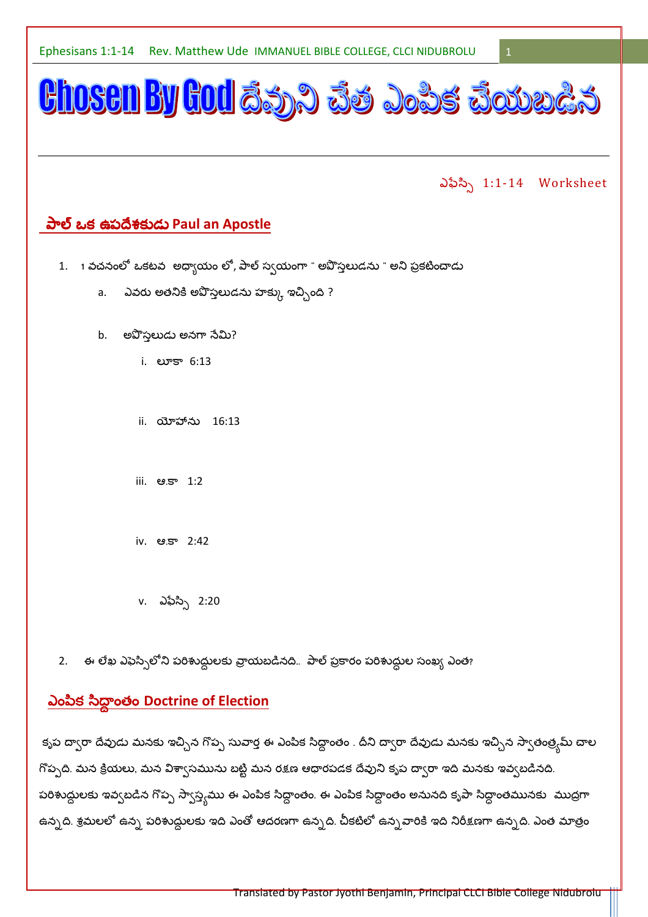# Chosen By God దేవుని చేత ఎంపిక చేయబడిన

ఎఫేస్సి 1:1-14 Worksheet

## పాల్ ఒక ఉపదేశకుడు Paul an Apostle

1. 1 వచనంలో ఒకటవ అధ్యాయం లో, పాల్ స్వయంగా " అపొస్తలుడను " అని ప్రకటించాడు
   a. ఎవరు అతనికి అపొస్తలుడను హక్కు ఇచ్చింది ?
   b. అపొస్తలుడు అనగా నేమి?
      i. లూకా 6:13
      ii. యోహాను 16:13
      iii. అ.కా 1:2
      iv. అ.కా 2:42
      v. ఎఫేస్సి 2:20
2. ఈ లేఖ ఎఫెస్సిలోని పరిశుద్ధులకు వ్రాయబడినది.. పాల్ ప్రకారం పరిశుద్ధుల సంఖ్య ఎంత?

## ఎంపిక సిద్ధాంతం Doctrine of Election

కృప ద్వారా దేవుడు మనకు ఇచ్చిన గొప్ప సువార్త ఈ ఎంపిక సిద్ధాంతం . దీని ద్వారా దేవుడు మనకు ఇచ్చిన స్వాతంత్ర్యమ్ చాల గొప్పది. మన క్రియలు, మన విశ్వాసమును బట్టి మన రక్షణ ఆధారపడక దేవుని కృప ద్వారా ఇది మనకు ఇవ్వబడినది. పరిశుద్ధులకు ఇవ్వబడిన గొప్ప స్వాస్థ్యము ఈ ఎంపిక సిద్ధాంతం. ఈ ఎంపిక సిద్ధాంతం అనునది కృపా సిద్ధాంతమునకు ముద్రగా ఉన్నది. శ్రమలలో ఉన్న పరిశుద్ధులకు ఇది ఎంతో ఆదరణగా ఉన్నది. చీకటిలో ఉన్నవారికి ఇది నిరీక్షణగా ఉన్నది. ఎంత మాత్రం

Translated by Pastor Jyothi Benjamin, Principal CLCI Bible College Nidubrolu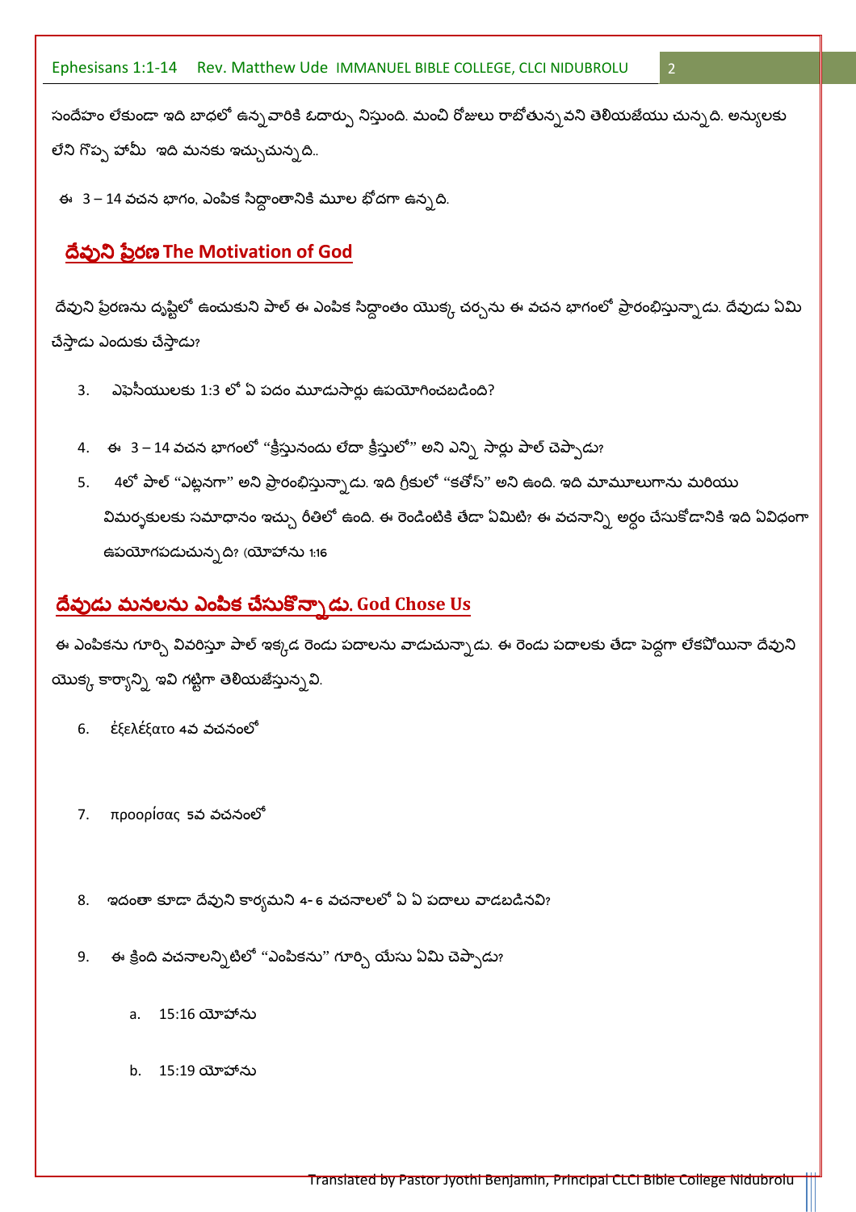సందేహం లేకుండా ఇది బాధలో ఉన్నవారికి ఓదార్పు నిస్తుంది. మంచి రోజులు రాబోతున్నవని తెలియజేయు చున్నది. అన్యులకు లేని గొప్ప హామీ ఇది మనకు ఇచ్చుచున్నది..

ఈ 3 – 14 వచన భాగం, ఎంపిక సిద్ధాంతానికి మూల భోదగా ఉన్నది.

## దేవుని ప్రేరణ The Motivation of God

దేవుని ప్రేరణను దృష్టిలో ఉంచుకుని పాల్ ఈ ఎంపిక సిద్ధాంతం యొక్క చర్చను ఈ వచన భాగంలో ప్రారంభిస్తున్నాడు. దేవుడు ఏమి చేస్తాడు ఎందుకు చేస్తాడు?

3. ఎఫెసీయులకు 1:3 లో ఏ పదం మూడుసార్లు ఉపయోగించబడింది?

4. ఈ 3 – 14 వచన భాగంలో "క్రీస్తునందు లేదా క్రీస్తులో" అని ఎన్ని సార్లు పాల్ చెప్పాడు?

5. 4లో పాల్ "ఎట్లనగా" అని ప్రారంభిస్తున్నాడు. ఇది గ్రీకులో "కతోస్" అని ఉంది. ఇది మామూలుగాను మరియు విమర్శకులకు సమాధానం ఇచ్చు రీతిలో ఉంది. ఈ రెండింటికి తేడా ఏమిటి? ఈ వచనాన్ని అర్థం చేసుకోడానికి ఇది ఏవిధంగా ఉపయోగపడుచున్నది? (యోహాను 1:16

## దేవుడు మనలను ఎంపిక చేసుకొన్నాడు. God Chose Us

ఈ ఎంపికను గూర్చి వివరిస్తూ పాల్ ఇక్కడ రెండు పదాలను వాడుచున్నాడు. ఈ రెండు పదాలకు తేడా పెద్దగా లేకపోయినా దేవుని యొక్క కార్యాన్ని ఇవి గట్టిగా తెలియజేస్తున్నవి.

6. ἐξελέξατο 4వ వచనంలో

7. προορίσας 5వ వచనంలో

8. ఇదంతా కూడా దేవుని కార్యమని 4- 6 వచనాలలో ఏ ఏ పదాలు వాడబడినవి?

9. ఈ క్రింది వచనాలన్నిటిలో "ఎంపికను" గూర్చి యేసు ఏమి చెప్పాడు?

    a. 15:16 యోహాను

    b. 15:19 యోహాను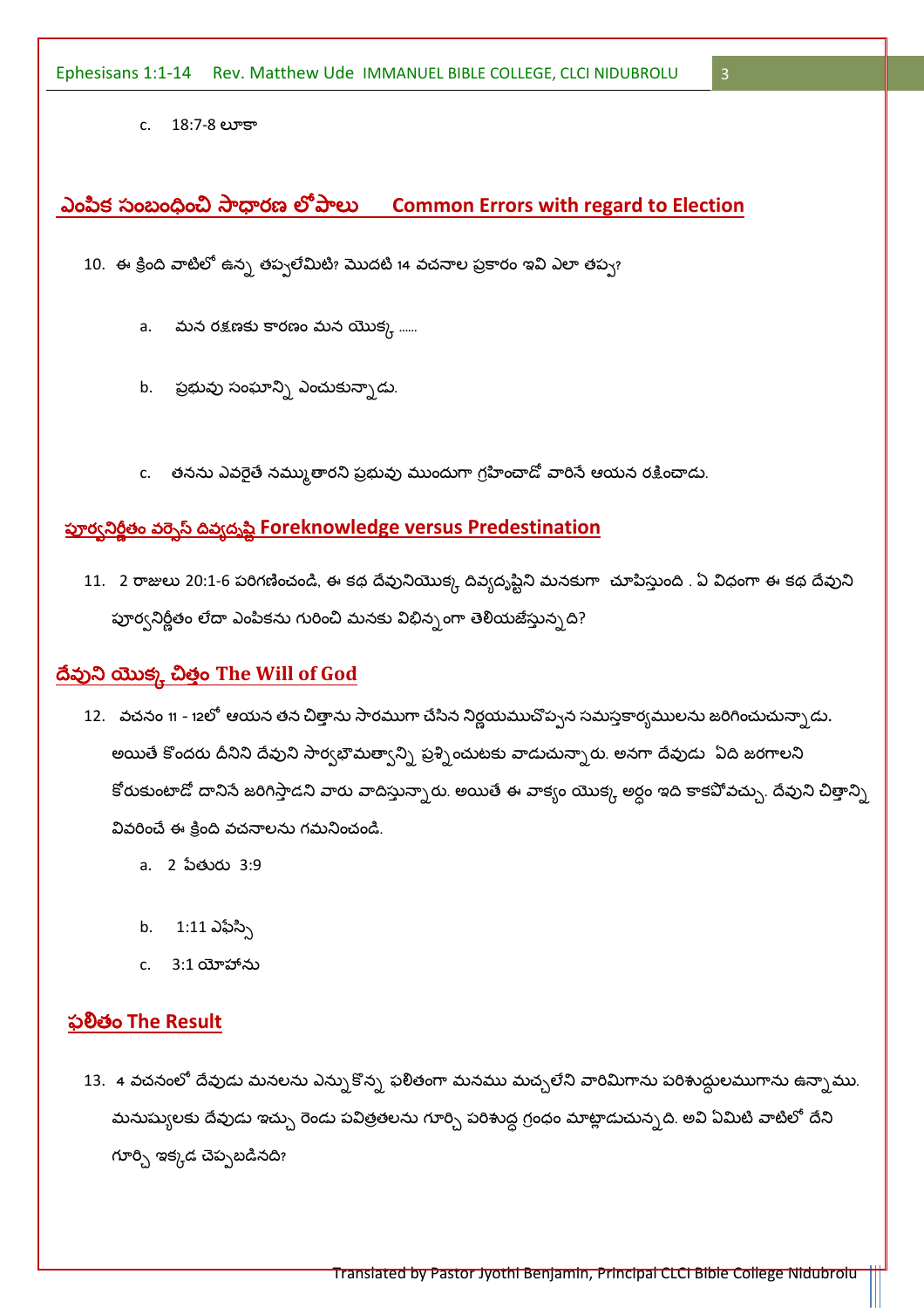c. 18:7-8 లూకా

## ఎంపిక సంబంధించి సాధారణ లోపాలు Common Errors with regard to Election

10. ఈ క్రింది వాటిలో ఉన్న తప్పులేమిటి? మొదటి 14 వచనాల ప్రకారం ఇవి ఎలా తప్పు?

    a. మన రక్షణకు కారణం మన యొక్క ......

    b. ప్రభువు సంఘాన్ని ఎంచుకున్నాడు.

    c. తనను ఎవరైతే నమ్ముతారని ప్రభువు ముందుగా గ్రహించాడో వారినే ఆయన రక్షించాడు.

## పూర్వనిర్ణీతం వర్సెస్ దివ్యదృష్టి Foreknowledge versus Predestination

11. 2 రాజులు 20:1-6 పరిగణించండి, ఈ కథ దేవునియొక్క దివ్యదృష్టిని మనకుగా చూపిస్తుంది . ఏ విధంగా ఈ కథ దేవుని పూర్వనిర్ణీతం లేదా ఎంపికను గురించి మనకు విభిన్నంగా తెలియజేస్తున్నది?

## దేవుని యొక్క చిత్తం The Will of God

12. వచనం 11 - 12లో ఆయన తన చిత్తాను సారముగా చేసిన నిర్ణయముచొప్పన సమస్తకార్యములను జరిగించుచున్నాడు. అయితే కొందరు దీనిని దేవుని సార్వభౌమత్వాన్ని ప్రశ్నించుటకు వాడుచున్నారు. అనగా దేవుడు ఏది జరగాలని కోరుకుంటాడో దానినే జరిగిస్తాడని వారు వాదిస్తున్నారు. అయితే ఈ వాక్యం యొక్క అర్థం ఇది కాకపోవచ్చు. దేవుని చిత్తాన్ని వివరించే ఈ క్రింది వచనాలను గమనించండి.

    a. 2 పేతురు 3:9

    b. 1:11 ఎఫేస్సి

    c. 3:1 యోహాను

## ఫలితం The Result

13. 4 వచనంలో దేవుడు మనలను ఎన్నుకొన్న ఫలితంగా మనము మచ్చలేని వారిమిగాను పరిశుద్ధులముగాను ఉన్నాము. మనుష్యులకు దేవుడు ఇచ్చు రెండు పవిత్రతలను గూర్చి పరిశుద్ధ గ్రంథం మాట్లాడుచున్నది. అవి ఏమిటి వాటిలో దేని గూర్చి ఇక్కడ చెప్పబడినది?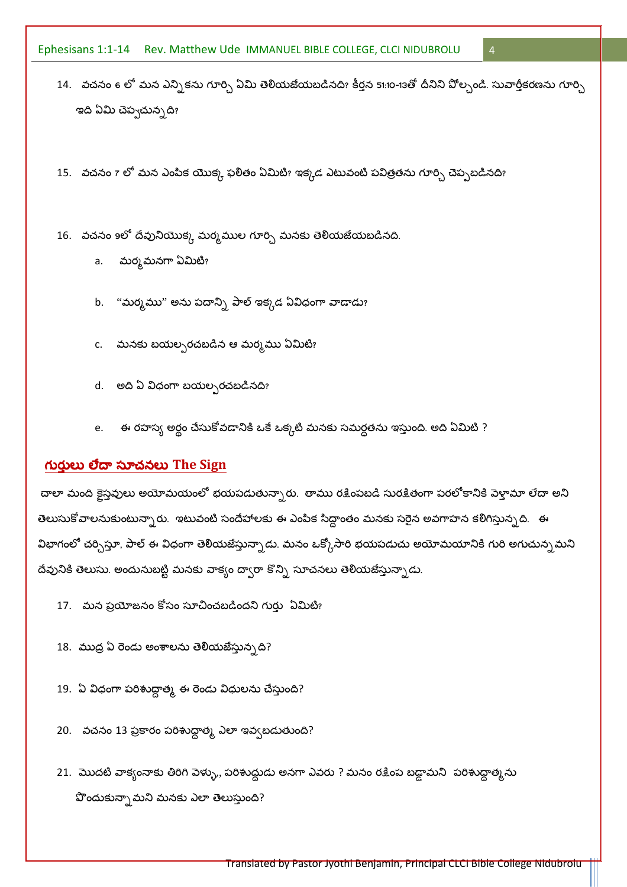14. వచనం 6 లో మన ఎన్నికను గూర్చి ఏమి తెలియజేయబడినది? కీర్తన 51:10-13తో దీనిని పోల్చండి. సువార్తీకరణను గూర్చి ఇది ఏమి చెప్పుచున్నది?

15. వచనం 7 లో మన ఎంపిక యొక్క ఫలితం ఏమిటి? ఇక్కడ ఎటువంటి పవిత్రతను గూర్చి చెప్పబడినది?

16. వచనం 9లో దేవునియొక్క మర్మముల గూర్చి మనకు తెలియజేయబడినది.

    a. మర్మమనగా ఏమిటి?

    b. "మర్మము" అను పదాన్ని పౌల్ ఇక్కడ ఏవిధంగా వాడాడు?

    c. మనకు బయల్పరచబడిన ఆ మర్మము ఏమిటి?

    d. అది ఏ విధంగా బయల్పరచబడినది?

    e. ఈ రహస్య అర్థం చేసుకోవడానికి ఒకే ఒక్కటి మనకు సమర్ధతను ఇస్తుంది. అది ఏమిటి ?

## గుర్తులు లేదా సూచనలు The Sign

చాలా మంది క్రైస్తవులు అయోమయంలో భయపడుతున్నారు. తాము రక్షింపబడి సురక్షితంగా పరలోకానికి వెళ్తామా లేదా అని తెలుసుకోవాలనుకుంటున్నారు. ఇటువంటి సందేహాలకు ఈ ఎంపిక సిద్ధాంతం మనకు సరైన అవగాహన కలిగిస్తున్నది. ఈ విభాగంలో చర్చిస్తూ, పౌల్ ఈ విధంగా తెలియజేస్తున్నాడు. మనం ఒక్కోసారి భయపడుచు అయోమయానికి గురి అగుచున్నమని దేవునికి తెలుసు. అందునుబట్టి మనకు వాక్యం ద్వారా కొన్ని సూచనలు తెలియజేస్తున్నాడు.

17. మన ప్రయోజనం కోసం సూచించబడిందని గుర్తు ఏమిటి?

18. ముద్ర ఏ రెండు అంశాలను తెలియజేస్తున్నది?

19. ఏ విధంగా పరిశుద్ధాత్మ ఈ రెండు విధులను చేస్తుంది?

20. వచనం 13 ప్రకారం పరిశుద్ధాత్మ ఎలా ఇవ్వబడుతుంది?

21. మొదటి వాక్యంనాకు తిరిగి వెళ్ళు,, పరిశుద్ధుడు అనగా ఎవరు ? మనం రక్షింప బడ్డామని పరిశుద్ధాత్మను పొందుకున్నామని మనకు ఎలా తెలుస్తుంది?

Translated by Pastor Jyothi Benjamin, Principal CLCI Bible College Nidubrolu